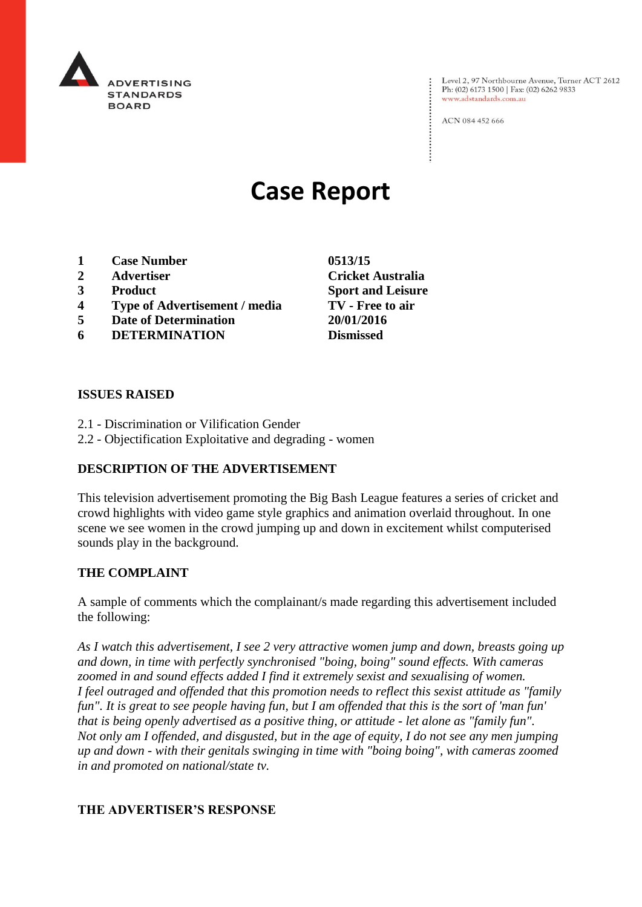ADVERTISING STANDARDS BOARD

Level 2, 97 Northbourne Avenue, Turner ACT 2612
Ph: (02) 6173 1500 | Fax: (02) 6262 9833
www.adstandards.com.au

ACN 084 452 666

# Case Report

| | | |
|---|---|---|
| **1** | **Case Number** | **0513/15** |
| **2** | **Advertiser** | **Cricket Australia** |
| **3** | **Product** | **Sport and Leisure** |
| **4** | **Type of Advertisement / media** | **TV - Free to air** |
| **5** | **Date of Determination** | **20/01/2016** |
| **6** | **DETERMINATION** | **Dismissed** |

**ISSUES RAISED**

2.1 - Discrimination or Vilification Gender
2.2 - Objectification Exploitative and degrading - women

**DESCRIPTION OF THE ADVERTISEMENT**

This television advertisement promoting the Big Bash League features a series of cricket and crowd highlights with video game style graphics and animation overlaid throughout. In one scene we see women in the crowd jumping up and down in excitement whilst computerised sounds play in the background.

**THE COMPLAINT**

A sample of comments which the complainant/s made regarding this advertisement included the following:

*As I watch this advertisement, I see 2 very attractive women jump and down, breasts going up and down, in time with perfectly synchronised "boing, boing" sound effects. With cameras zoomed in and sound effects added I find it extremely sexist and sexualising of women.*
*I feel outraged and offended that this promotion needs to reflect this sexist attitude as "family fun". It is great to see people having fun, but I am offended that this is the sort of 'man fun' that is being openly advertised as a positive thing, or attitude - let alone as "family fun".*
*Not only am I offended, and disgusted, but in the age of equity, I do not see any men jumping up and down - with their genitals swinging in time with "boing boing", with cameras zoomed in and promoted on national/state tv.*

**THE ADVERTISER'S RESPONSE**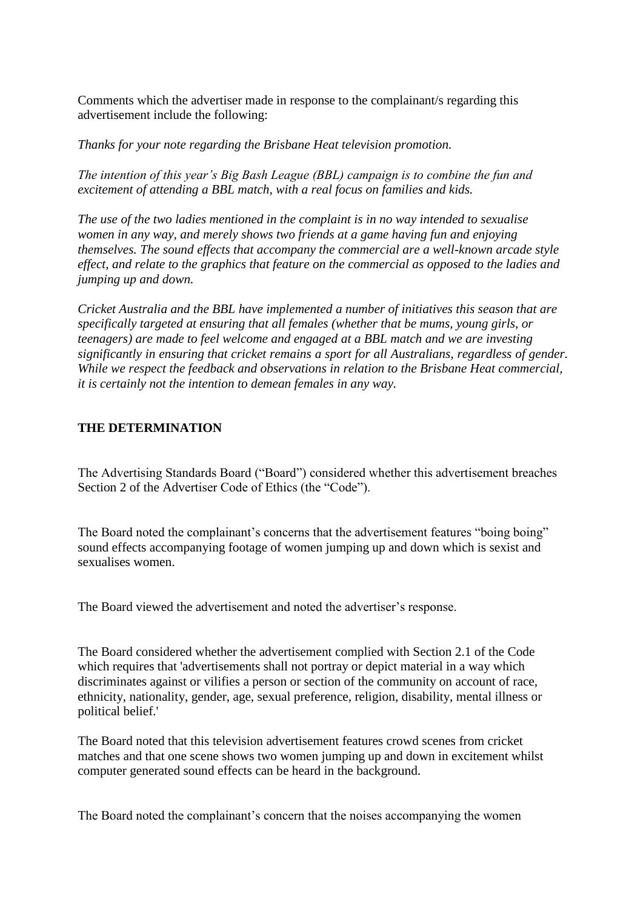Comments which the advertiser made in response to the complainant/s regarding this advertisement include the following:

*Thanks for your note regarding the Brisbane Heat television promotion.*

*The intention of this year's Big Bash League (BBL) campaign is to combine the fun and excitement of attending a BBL match, with a real focus on families and kids.*

*The use of the two ladies mentioned in the complaint is in no way intended to sexualise women in any way, and merely shows two friends at a game having fun and enjoying themselves. The sound effects that accompany the commercial are a well-known arcade style effect, and relate to the graphics that feature on the commercial as opposed to the ladies and jumping up and down.*

*Cricket Australia and the BBL have implemented a number of initiatives this season that are specifically targeted at ensuring that all females (whether that be mums, young girls, or teenagers) are made to feel welcome and engaged at a BBL match and we are investing significantly in ensuring that cricket remains a sport for all Australians, regardless of gender. While we respect the feedback and observations in relation to the Brisbane Heat commercial, it is certainly not the intention to demean females in any way.*

**THE DETERMINATION**

The Advertising Standards Board ("Board") considered whether this advertisement breaches Section 2 of the Advertiser Code of Ethics (the "Code").

The Board noted the complainant's concerns that the advertisement features "boing boing" sound effects accompanying footage of women jumping up and down which is sexist and sexualises women.

The Board viewed the advertisement and noted the advertiser's response.

The Board considered whether the advertisement complied with Section 2.1 of the Code which requires that 'advertisements shall not portray or depict material in a way which discriminates against or vilifies a person or section of the community on account of race, ethnicity, nationality, gender, age, sexual preference, religion, disability, mental illness or political belief.'

The Board noted that this television advertisement features crowd scenes from cricket matches and that one scene shows two women jumping up and down in excitement whilst computer generated sound effects can be heard in the background.

The Board noted the complainant's concern that the noises accompanying the women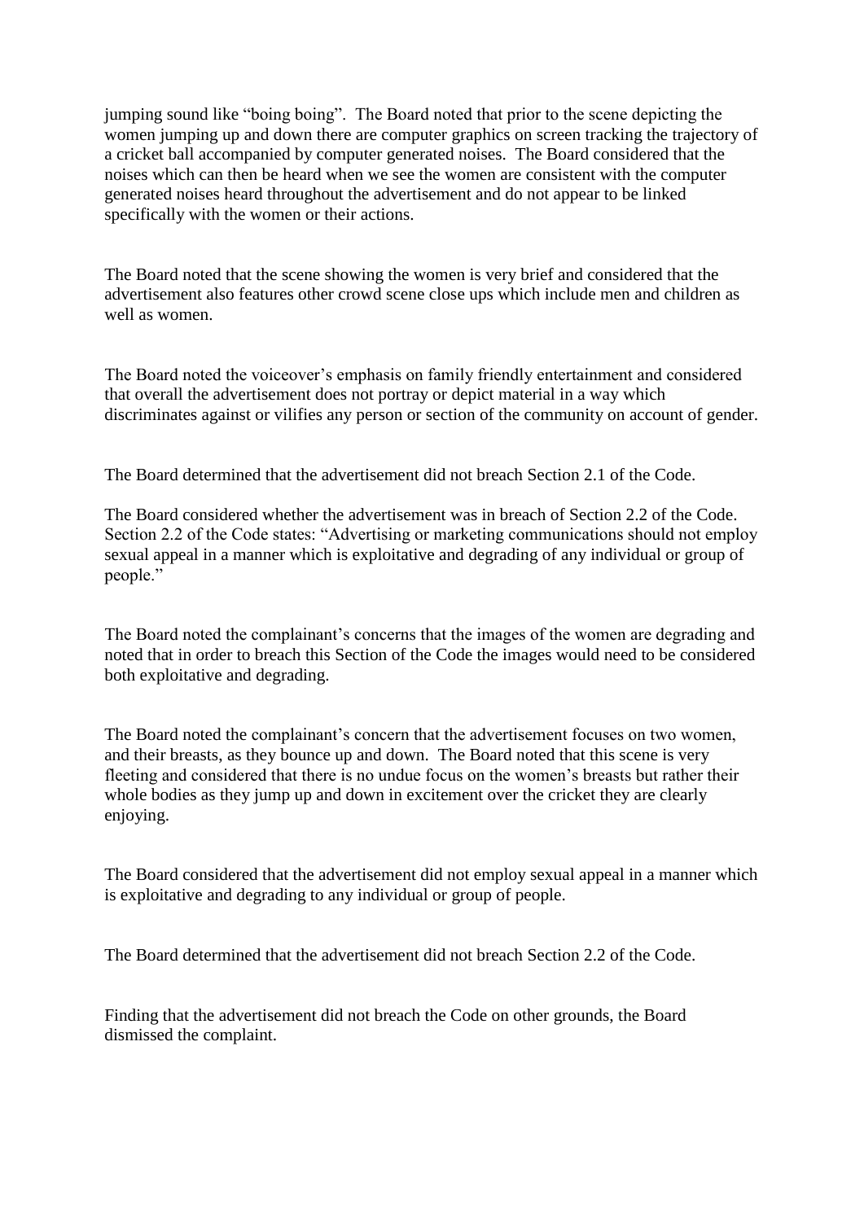jumping sound like "boing boing". The Board noted that prior to the scene depicting the women jumping up and down there are computer graphics on screen tracking the trajectory of a cricket ball accompanied by computer generated noises. The Board considered that the noises which can then be heard when we see the women are consistent with the computer generated noises heard throughout the advertisement and do not appear to be linked specifically with the women or their actions.

The Board noted that the scene showing the women is very brief and considered that the advertisement also features other crowd scene close ups which include men and children as well as women.

The Board noted the voiceover's emphasis on family friendly entertainment and considered that overall the advertisement does not portray or depict material in a way which discriminates against or vilifies any person or section of the community on account of gender.

The Board determined that the advertisement did not breach Section 2.1 of the Code.

The Board considered whether the advertisement was in breach of Section 2.2 of the Code. Section 2.2 of the Code states: "Advertising or marketing communications should not employ sexual appeal in a manner which is exploitative and degrading of any individual or group of people."

The Board noted the complainant's concerns that the images of the women are degrading and noted that in order to breach this Section of the Code the images would need to be considered both exploitative and degrading.

The Board noted the complainant's concern that the advertisement focuses on two women, and their breasts, as they bounce up and down. The Board noted that this scene is very fleeting and considered that there is no undue focus on the women's breasts but rather their whole bodies as they jump up and down in excitement over the cricket they are clearly enjoying.

The Board considered that the advertisement did not employ sexual appeal in a manner which is exploitative and degrading to any individual or group of people.

The Board determined that the advertisement did not breach Section 2.2 of the Code.

Finding that the advertisement did not breach the Code on other grounds, the Board dismissed the complaint.